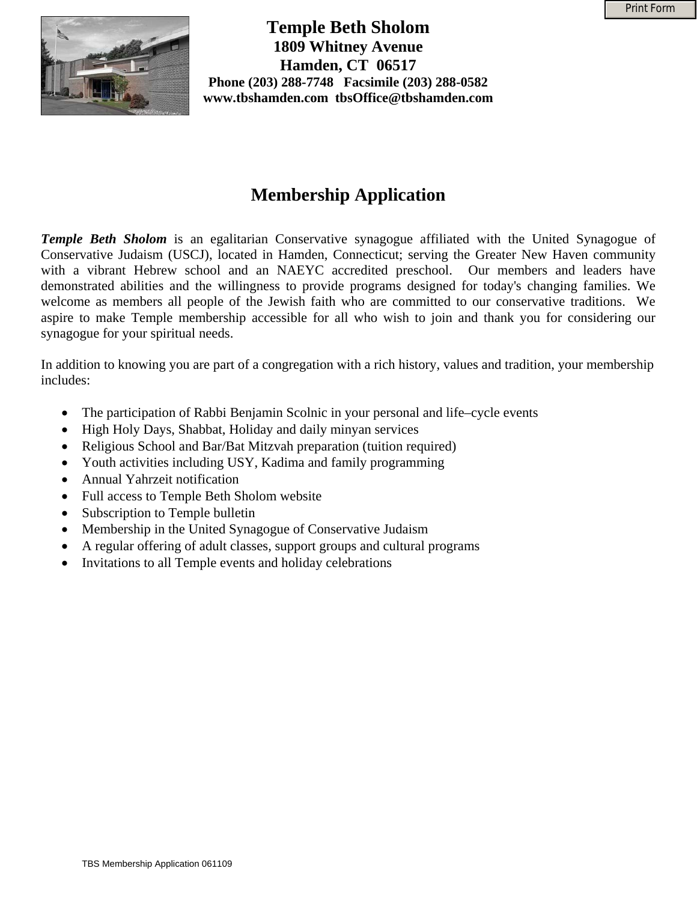# Temple Beth Sholom

**1809 Whitney Avenue**
**Hamden, CT 06517**
**Phone (203) 288-7748 Facsimile (203) 288-0582**
**www.tbshamden.com tbsOffice@tbshamden.com**

## Membership Application

***Temple Beth Sholom*** is an egalitarian Conservative synagogue affiliated with the United Synagogue of Conservative Judaism (USCJ), located in Hamden, Connecticut; serving the Greater New Haven community with a vibrant Hebrew school and an NAEYC accredited preschool. Our members and leaders have demonstrated abilities and the willingness to provide programs designed for today's changing families. We welcome as members all people of the Jewish faith who are committed to our conservative traditions. We aspire to make Temple membership accessible for all who wish to join and thank you for considering our synagogue for your spiritual needs.

In addition to knowing you are part of a congregation with a rich history, values and tradition, your membership includes:

- The participation of Rabbi Benjamin Scolnic in your personal and life–cycle events
- High Holy Days, Shabbat, Holiday and daily minyan services
- Religious School and Bar/Bat Mitzvah preparation (tuition required)
- Youth activities including USY, Kadima and family programming
- Annual Yahrzeit notification
- Full access to Temple Beth Sholom website
- Subscription to Temple bulletin
- Membership in the United Synagogue of Conservative Judaism
- A regular offering of adult classes, support groups and cultural programs
- Invitations to all Temple events and holiday celebrations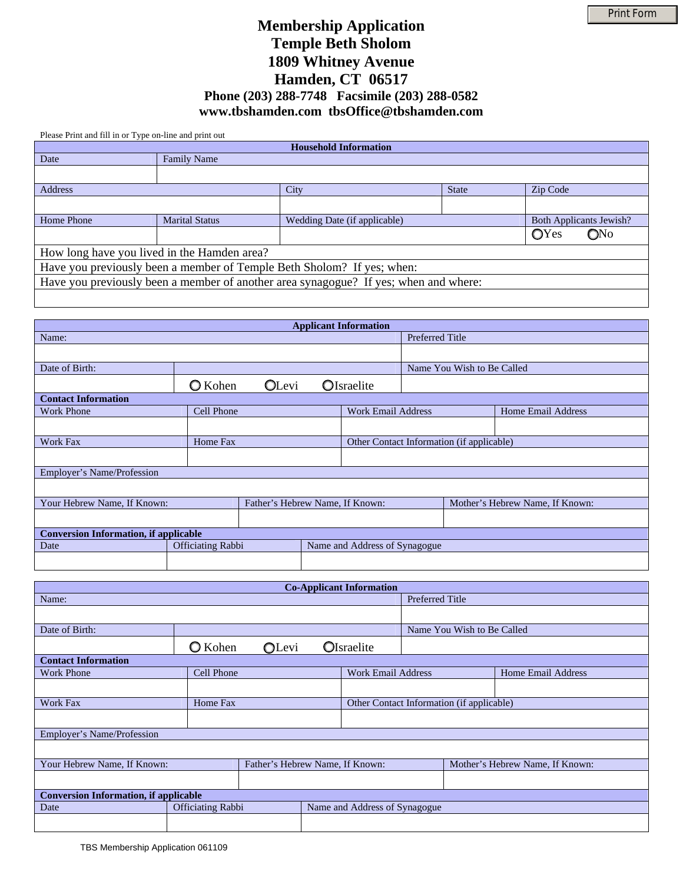# Membership Application
# Temple Beth Sholom
# 1809 Whitney Avenue
# Hamden, CT 06517
### Phone (203) 288-7748 Facsimile (203) 288-0582
### www.tbshamden.com tbsOffice@tbshamden.com

Please Print and fill in or Type on-line and print out

| **Household Information** | | | | |
|---|---|---|---|---|
| Date | Family Name | | | |
| | | | | |
| Address | | City | State | Zip Code |
| | | | | |
| Home Phone | Marital Status | Wedding Date (if applicable) | | Both Applicants Jewish? |
| | | | | ○Yes ○No |
| How long have you lived in the Hamden area? | | | | |
| Have you previously been a member of Temple Beth Sholom? If yes; when: | | | | |
| Have you previously been a member of another area synagogue? If yes; when and where: | | | | |
| | | | | |

| **Applicant Information** | | | |
|---|---|---|---|
| Name: | | | Preferred Title |
| | | | |
| Date of Birth: | | | Name You Wish to Be Called |
| | ○ Kohen ○Levi ○Israelite | | |
| **Contact Information** | | | |
| Work Phone | Cell Phone | Work Email Address | Home Email Address |
| | | | |
| Work Fax | Home Fax | Other Contact Information (if applicable) | |
| | | | |
| Employer's Name/Profession | | | |
| | | | |
| Your Hebrew Name, If Known: | Father's Hebrew Name, If Known: | Mother's Hebrew Name, If Known: | |
| | | | |
| **Conversion Information, if applicable** | | | |
| Date | Officiating Rabbi | Name and Address of Synagogue | |
| | | | |

| **Co-Applicant Information** | | | |
|---|---|---|---|
| Name: | | | Preferred Title |
| | | | |
| Date of Birth: | | | Name You Wish to Be Called |
| | ○ Kohen ○Levi ○Israelite | | |
| **Contact Information** | | | |
| Work Phone | Cell Phone | Work Email Address | Home Email Address |
| | | | |
| Work Fax | Home Fax | Other Contact Information (if applicable) | |
| | | | |
| Employer's Name/Profession | | | |
| | | | |
| Your Hebrew Name, If Known: | Father's Hebrew Name, If Known: | Mother's Hebrew Name, If Known: | |
| | | | |
| **Conversion Information, if applicable** | | | |
| Date | Officiating Rabbi | Name and Address of Synagogue | |
| | | | |

TBS Membership Application 061109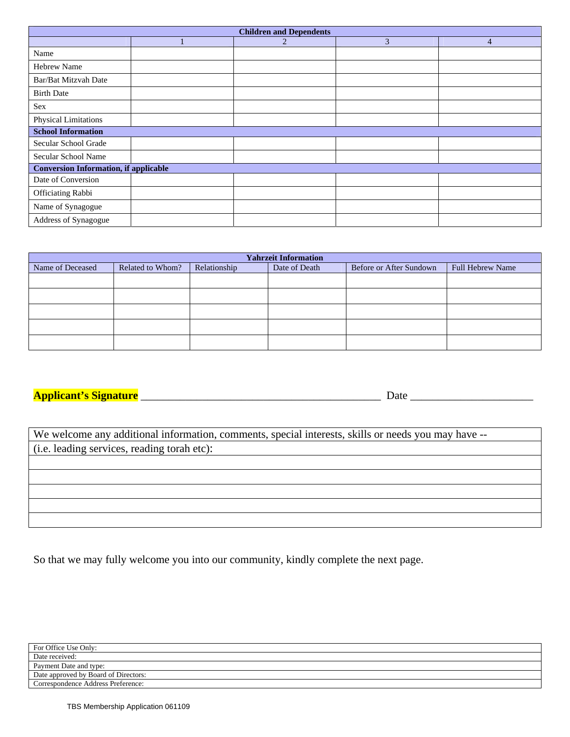| Children and Dependents | | | | |
|---|---|---|---|---|
| | 1 | 2 | 3 | 4 |
| Name | | | | |
| Hebrew Name | | | | |
| Bar/Bat Mitzvah Date | | | | |
| Birth Date | | | | |
| Sex | | | | |
| Physical Limitations | | | | |
| **School Information** | | | | |
| Secular School Grade | | | | |
| Secular School Name | | | | |
| **Conversion Information, if applicable** | | | | |
| Date of Conversion | | | | |
| Officiating Rabbi | | | | |
| Name of Synagogue | | | | |
| Address of Synagogue | | | | |

| Yahrzeit Information | | | | | |
|---|---|---|---|---|---|
| Name of Deceased | Related to Whom? | Relationship | Date of Death | Before or After Sundown | Full Hebrew Name |
| | | | | | |
| | | | | | |
| | | | | | |
| | | | | | |
| | | | | | |

**Applicant's Signature** ____________________________________________ Date ______________________

| We welcome any additional information, comments, special interests, skills or needs you may have -- (i.e. leading services, reading torah etc): |
|---|
| |
| |
| |
| |
| |

So that we may fully welcome you into our community, kindly complete the next page.

| For Office Use Only: |
|---|
| Date received: |
| Payment Date and type: |
| Date approved by Board of Directors: |
| Correspondence Address Preference: |

TBS Membership Application 061109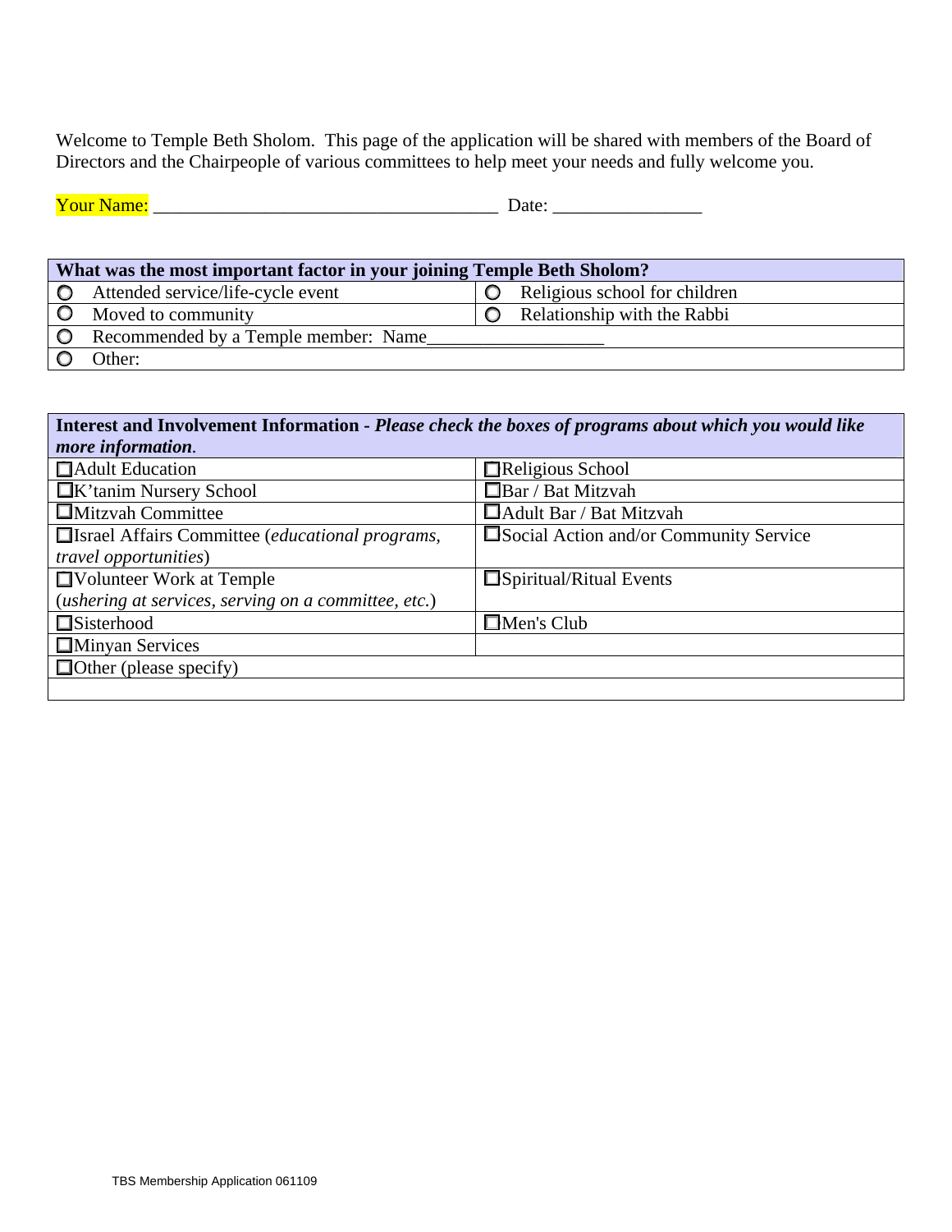Welcome to Temple Beth Sholom. This page of the application will be shared with members of the Board of Directors and the Chairpeople of various committees to help meet your needs and fully welcome you.

Your Name: ____________________________________ Date: ________________

| What was the most important factor in your joining Temple Beth Sholom? | |
|---|---|
| ○ Attended service/life-cycle event | ○ Religious school for children |
| ○ Moved to community | ○ Relationship with the Rabbi |
| ○ Recommended by a Temple member: Name___________________ | |
| ○ Other: | |

| **Interest and Involvement Information** - ***Please check the boxes of programs about which you would like more information*.** | |
|---|---|
| ☐Adult Education | ☐Religious School |
| ☐K'tanim Nursery School | ☐Bar / Bat Mitzvah |
| ☐Mitzvah Committee | ☐Adult Bar / Bat Mitzvah |
| ☐Israel Affairs Committee (*educational programs, travel opportunities*) | ☐Social Action and/or Community Service |
| ☐Volunteer Work at Temple (*ushering at services, serving on a committee, etc.*) | ☐Spiritual/Ritual Events |
| ☐Sisterhood | ☐Men's Club |
| ☐Minyan Services | |
| ☐Other (please specify) | |
| | |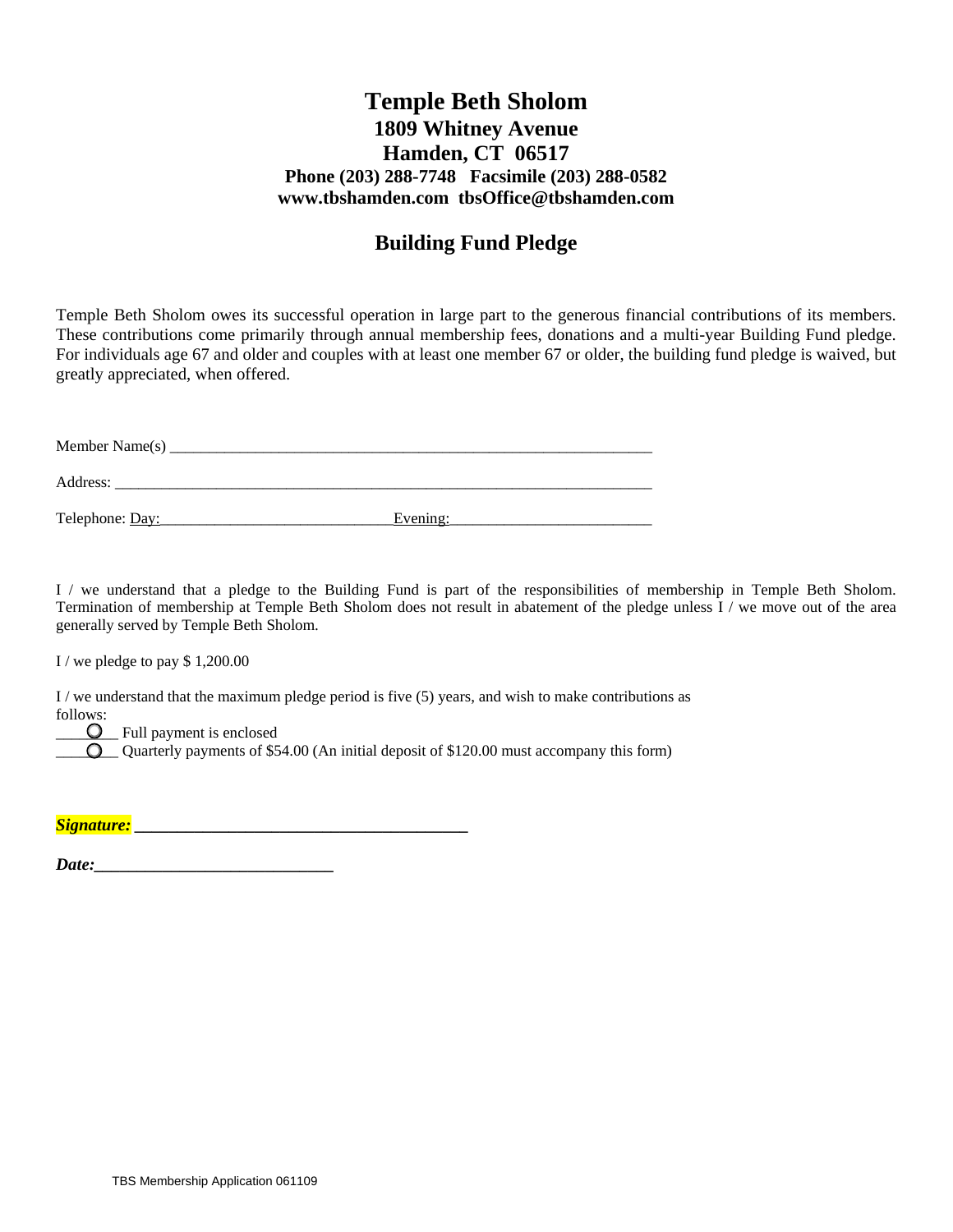# Temple Beth Sholom

## 1809 Whitney Avenue
## Hamden, CT 06517

**Phone (203) 288-7748 Facsimile (203) 288-0582**
**www.tbshamden.com tbsOffice@tbshamden.com**

## Building Fund Pledge

Temple Beth Sholom owes its successful operation in large part to the generous financial contributions of its members. These contributions come primarily through annual membership fees, donations and a multi-year Building Fund pledge. For individuals age 67 and older and couples with at least one member 67 or older, the building fund pledge is waived, but greatly appreciated, when offered.

Member Name(s) ________________________________________________________________

Address: ______________________________________________________________________

Telephone: Day:______________________________ Evening:__________________________

I / we understand that a pledge to the Building Fund is part of the responsibilities of membership in Temple Beth Sholom. Termination of membership at Temple Beth Sholom does not result in abatement of the pledge unless I / we move out of the area generally served by Temple Beth Sholom.

I / we pledge to pay $ 1,200.00

I / we understand that the maximum pledge period is five (5) years, and wish to make contributions as follows:

_______ Full payment is enclosed
_______ Quarterly payments of $54.00 (An initial deposit of $120.00 must accompany this form)

***Signature:*** ________________________________________

***Date:***____________________________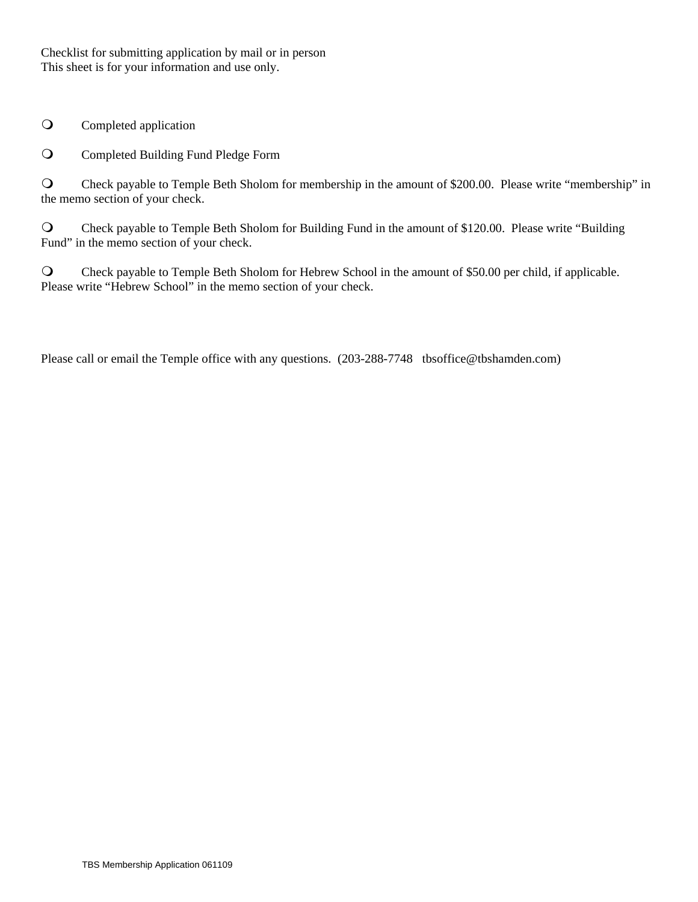Checklist for submitting application by mail or in person
This sheet is for your information and use only.

- ❍ Completed application
- ❍ Completed Building Fund Pledge Form
- ❍ Check payable to Temple Beth Sholom for membership in the amount of $200.00. Please write “membership” in the memo section of your check.
- ❍ Check payable to Temple Beth Sholom for Building Fund in the amount of $120.00. Please write “Building Fund” in the memo section of your check.
- ❍ Check payable to Temple Beth Sholom for Hebrew School in the amount of $50.00 per child, if applicable. Please write “Hebrew School” in the memo section of your check.

Please call or email the Temple office with any questions. (203-288-7748 tbsoffice@tbshamden.com)